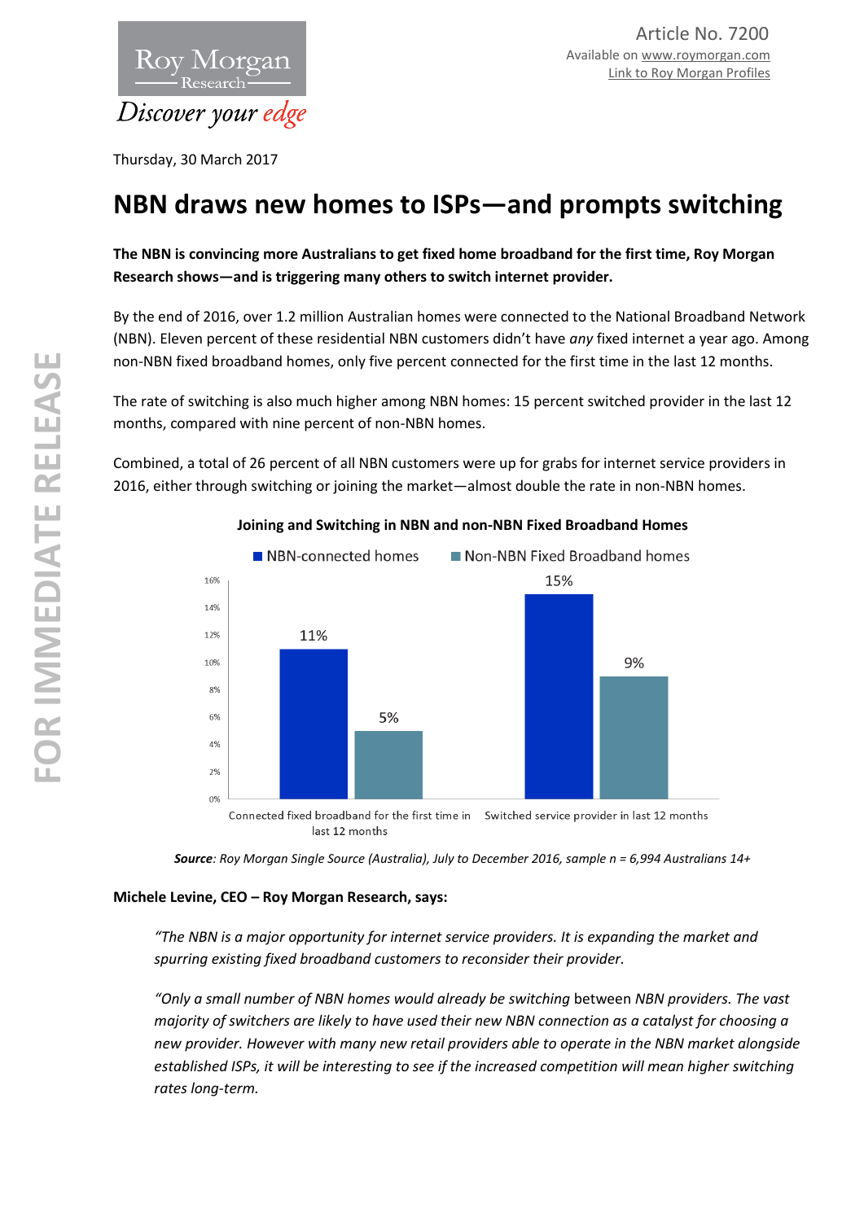Article No. 7200
Available on www.roymorgan.com
Link to Roy Morgan Profiles

Thursday, 30 March 2017

# NBN draws new homes to ISPs—and prompts switching

**The NBN is convincing more Australians to get fixed home broadband for the first time, Roy Morgan Research shows—and is triggering many others to switch internet provider.**

By the end of 2016, over 1.2 million Australian homes were connected to the National Broadband Network (NBN). Eleven percent of these residential NBN customers didn't have *any* fixed internet a year ago. Among non-NBN fixed broadband homes, only five percent connected for the first time in the last 12 months.

The rate of switching is also much higher among NBN homes: 15 percent switched provider in the last 12 months, compared with nine percent of non-NBN homes.

Combined, a total of 26 percent of all NBN customers were up for grabs for internet service providers in 2016, either through switching or joining the market—almost double the rate in non-NBN homes.

**Joining and Switching in NBN and non-NBN Fixed Broadband Homes**

| | NBN-connected homes | Non-NBN Fixed Broadband homes |
|---|---|---|
| Connected fixed broadband for the first time in last 12 months | 11% | 5% |
| Switched service provider in last 12 months | 15% | 9% |

***Source**: Roy Morgan Single Source (Australia), July to December 2016, sample n = 6,994 Australians 14+*

**Michele Levine, CEO – Roy Morgan Research, says:**

> *"The NBN is a major opportunity for internet service providers. It is expanding the market and spurring existing fixed broadband customers to reconsider their provider.*
>
> *"Only a small number of NBN homes would already be switching* between *NBN providers. The vast majority of switchers are likely to have used their new NBN connection as a catalyst for choosing a new provider. However with many new retail providers able to operate in the NBN market alongside established ISPs, it will be interesting to see if the increased competition will mean higher switching rates long-term.*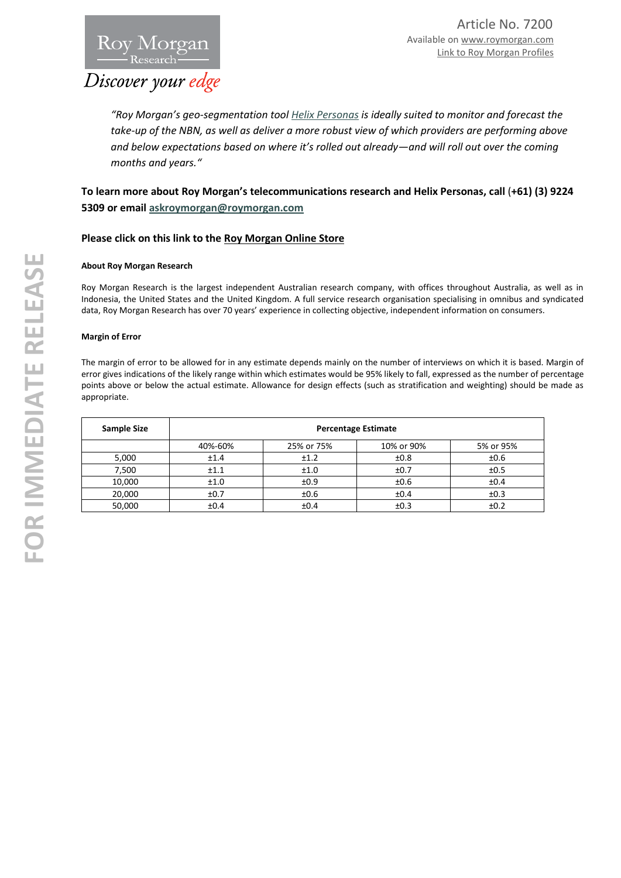*"Roy Morgan's geo-segmentation tool Helix Personas is ideally suited to monitor and forecast the take-up of the NBN, as well as deliver a more robust view of which providers are performing above and below expectations based on where it's rolled out already—and will roll out over the coming months and years."*

**To learn more about Roy Morgan's telecommunications research and Helix Personas, call (+61) (3) 9224 5309 or email askroymorgan@roymorgan.com**

**Please click on this link to the Roy Morgan Online Store**

#### About Roy Morgan Research

Roy Morgan Research is the largest independent Australian research company, with offices throughout Australia, as well as in Indonesia, the United States and the United Kingdom. A full service research organisation specialising in omnibus and syndicated data, Roy Morgan Research has over 70 years' experience in collecting objective, independent information on consumers.

#### Margin of Error

The margin of error to be allowed for in any estimate depends mainly on the number of interviews on which it is based. Margin of error gives indications of the likely range within which estimates would be 95% likely to fall, expressed as the number of percentage points above or below the actual estimate. Allowance for design effects (such as stratification and weighting) should be made as appropriate.

| Sample Size | Percentage Estimate | | | |
|---|---|---|---|---|
| | 40%-60% | 25% or 75% | 10% or 90% | 5% or 95% |
| 5,000 | ±1.4 | ±1.2 | ±0.8 | ±0.6 |
| 7,500 | ±1.1 | ±1.0 | ±0.7 | ±0.5 |
| 10,000 | ±1.0 | ±0.9 | ±0.6 | ±0.4 |
| 20,000 | ±0.7 | ±0.6 | ±0.4 | ±0.3 |
| 50,000 | ±0.4 | ±0.4 | ±0.3 | ±0.2 |